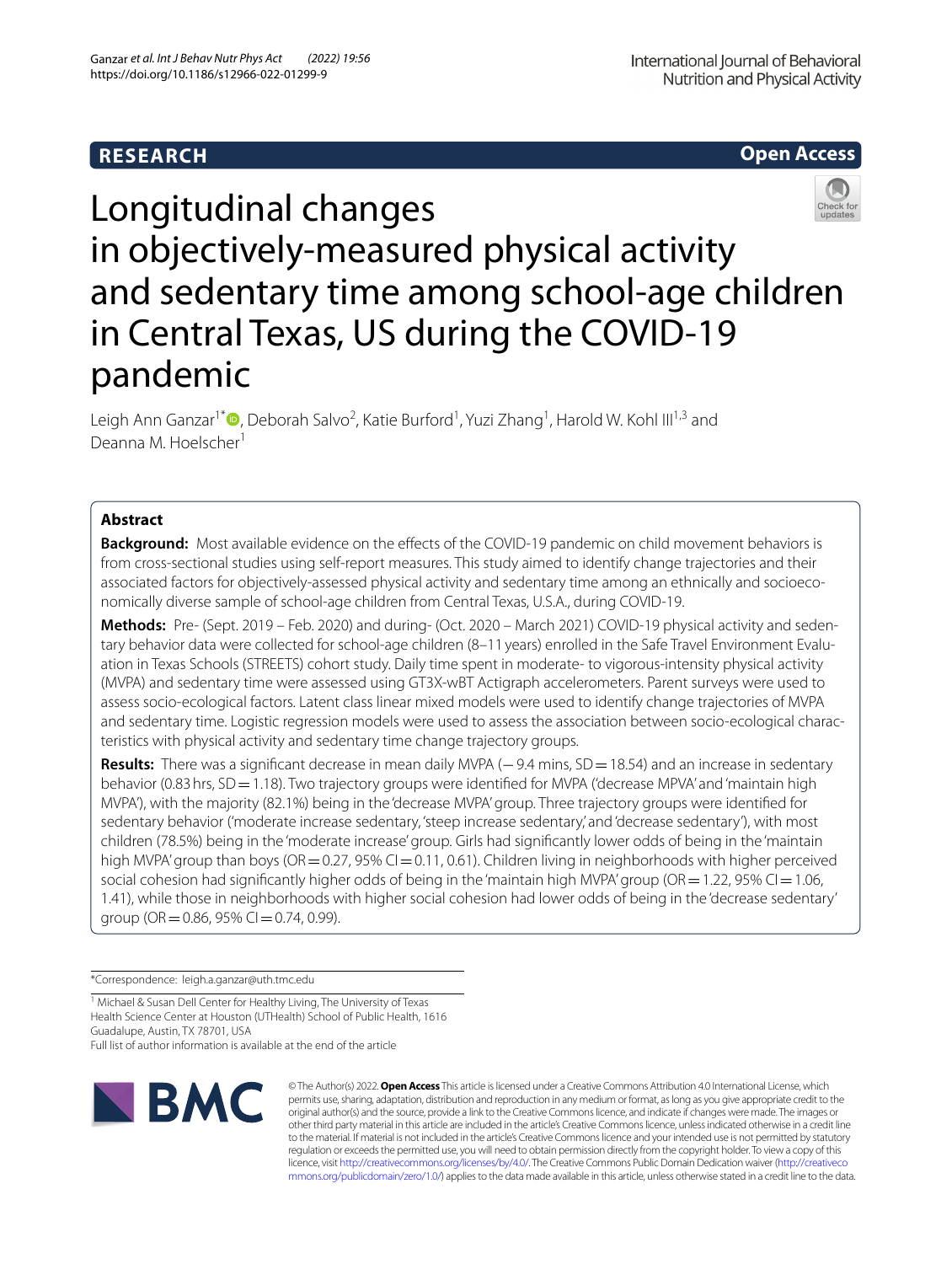RESEARCH

Open Access

# Longitudinal changes in objectively-measured physical activity and sedentary time among school-age children in Central Texas, US during the COVID-19 pandemic

Leigh Ann Ganzar[1*], Deborah Salvo[2], Katie Burford[1], Yuzi Zhang[1], Harold W. Kohl III[1,3] and Deanna M. Hoelscher[1]

## Abstract

**Background:** Most available evidence on the effects of the COVID-19 pandemic on child movement behaviors is from cross-sectional studies using self-report measures. This study aimed to identify change trajectories and their associated factors for objectively-assessed physical activity and sedentary time among an ethnically and socioeconomically diverse sample of school-age children from Central Texas, U.S.A., during COVID-19.

**Methods:** Pre- (Sept. 2019 – Feb. 2020) and during- (Oct. 2020 – March 2021) COVID-19 physical activity and sedentary behavior data were collected for school-age children (8–11 years) enrolled in the Safe Travel Environment Evaluation in Texas Schools (STREETS) cohort study. Daily time spent in moderate- to vigorous-intensity physical activity (MVPA) and sedentary time were assessed using GT3X-wBT Actigraph accelerometers. Parent surveys were used to assess socio-ecological factors. Latent class linear mixed models were used to identify change trajectories of MVPA and sedentary time. Logistic regression models were used to assess the association between socio-ecological characteristics with physical activity and sedentary time change trajectory groups.

**Results:** There was a significant decrease in mean daily MVPA (−9.4 mins, SD = 18.54) and an increase in sedentary behavior (0.83 hrs, SD = 1.18). Two trajectory groups were identified for MVPA ('decrease MPVA' and 'maintain high MVPA'), with the majority (82.1%) being in the 'decrease MVPA' group. Three trajectory groups were identified for sedentary behavior ('moderate increase sedentary,' 'steep increase sedentary,' and 'decrease sedentary'), with most children (78.5%) being in the 'moderate increase' group. Girls had significantly lower odds of being in the 'maintain high MVPA' group than boys (OR = 0.27, 95% CI = 0.11, 0.61). Children living in neighborhoods with higher perceived social cohesion had significantly higher odds of being in the 'maintain high MVPA' group (OR = 1.22, 95% CI = 1.06, 1.41), while those in neighborhoods with higher social cohesion had lower odds of being in the 'decrease sedentary' group (OR = 0.86, 95% CI = 0.74, 0.99).

*Correspondence: leigh.a.ganzar@uth.tmc.edu

[1] Michael & Susan Dell Center for Healthy Living, The University of Texas Health Science Center at Houston (UTHealth) School of Public Health, 1616 Guadalupe, Austin, TX 78701, USA

Full list of author information is available at the end of the article

© The Author(s) 2022. **Open Access** This article is licensed under a Creative Commons Attribution 4.0 International License, which permits use, sharing, adaptation, distribution and reproduction in any medium or format, as long as you give appropriate credit to the original author(s) and the source, provide a link to the Creative Commons licence, and indicate if changes were made. The images or other third party material in this article are included in the article's Creative Commons licence, unless indicated otherwise in a credit line to the material. If material is not included in the article's Creative Commons licence and your intended use is not permitted by statutory regulation or exceeds the permitted use, you will need to obtain permission directly from the copyright holder. To view a copy of this licence, visit http://creativecommons.org/licenses/by/4.0/. The Creative Commons Public Domain Dedication waiver (http://creativecommons.org/publicdomain/zero/1.0/) applies to the data made available in this article, unless otherwise stated in a credit line to the data.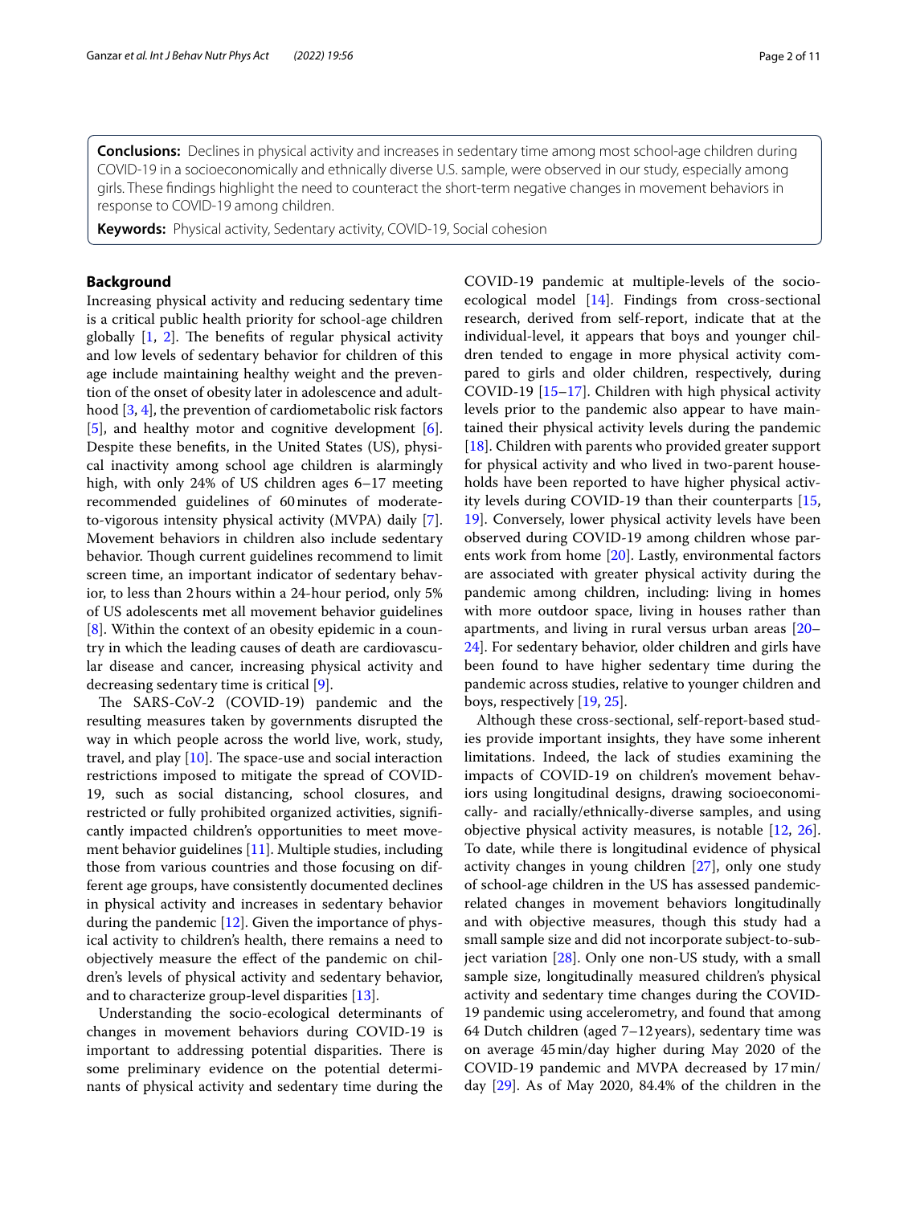**Conclusions:** Declines in physical activity and increases in sedentary time among most school-age children during COVID-19 in a socioeconomically and ethnically diverse U.S. sample, were observed in our study, especially among girls. These findings highlight the need to counteract the short-term negative changes in movement behaviors in response to COVID-19 among children.

**Keywords:** Physical activity, Sedentary activity, COVID-19, Social cohesion

## Background

Increasing physical activity and reducing sedentary time is a critical public health priority for school-age children globally [1, 2]. The benefits of regular physical activity and low levels of sedentary behavior for children of this age include maintaining healthy weight and the prevention of the onset of obesity later in adolescence and adulthood [3, 4], the prevention of cardiometabolic risk factors [5], and healthy motor and cognitive development [6]. Despite these benefits, in the United States (US), physical inactivity among school age children is alarmingly high, with only 24% of US children ages 6–17 meeting recommended guidelines of 60 minutes of moderate-to-vigorous intensity physical activity (MVPA) daily [7]. Movement behaviors in children also include sedentary behavior. Though current guidelines recommend to limit screen time, an important indicator of sedentary behavior, to less than 2 hours within a 24-hour period, only 5% of US adolescents met all movement behavior guidelines [8]. Within the context of an obesity epidemic in a country in which the leading causes of death are cardiovascular disease and cancer, increasing physical activity and decreasing sedentary time is critical [9].

The SARS-CoV-2 (COVID-19) pandemic and the resulting measures taken by governments disrupted the way in which people across the world live, work, study, travel, and play [10]. The space-use and social interaction restrictions imposed to mitigate the spread of COVID-19, such as social distancing, school closures, and restricted or fully prohibited organized activities, significantly impacted children's opportunities to meet movement behavior guidelines [11]. Multiple studies, including those from various countries and those focusing on different age groups, have consistently documented declines in physical activity and increases in sedentary behavior during the pandemic [12]. Given the importance of physical activity to children's health, there remains a need to objectively measure the effect of the pandemic on children's levels of physical activity and sedentary behavior, and to characterize group-level disparities [13].

Understanding the socio-ecological determinants of changes in movement behaviors during COVID-19 is important to addressing potential disparities. There is some preliminary evidence on the potential determinants of physical activity and sedentary time during the COVID-19 pandemic at multiple-levels of the socio-ecological model [14]. Findings from cross-sectional research, derived from self-report, indicate that at the individual-level, it appears that boys and younger children tended to engage in more physical activity compared to girls and older children, respectively, during COVID-19 [15–17]. Children with high physical activity levels prior to the pandemic also appear to have maintained their physical activity levels during the pandemic [18]. Children with parents who provided greater support for physical activity and who lived in two-parent households have been reported to have higher physical activity levels during COVID-19 than their counterparts [15, 19]. Conversely, lower physical activity levels have been observed during COVID-19 among children whose parents work from home [20]. Lastly, environmental factors are associated with greater physical activity during the pandemic among children, including: living in homes with more outdoor space, living in houses rather than apartments, and living in rural versus urban areas [20–24]. For sedentary behavior, older children and girls have been found to have higher sedentary time during the pandemic across studies, relative to younger children and boys, respectively [19, 25].

Although these cross-sectional, self-report-based studies provide important insights, they have some inherent limitations. Indeed, the lack of studies examining the impacts of COVID-19 on children's movement behaviors using longitudinal designs, drawing socioeconomically- and racially/ethnically-diverse samples, and using objective physical activity measures, is notable [12, 26]. To date, while there is longitudinal evidence of physical activity changes in young children [27], only one study of school-age children in the US has assessed pandemic-related changes in movement behaviors longitudinally and with objective measures, though this study had a small sample size and did not incorporate subject-to-subject variation [28]. Only one non-US study, with a small sample size, longitudinally measured children's physical activity and sedentary time changes during the COVID-19 pandemic using accelerometry, and found that among 64 Dutch children (aged 7–12 years), sedentary time was on average 45 min/day higher during May 2020 of the COVID-19 pandemic and MVPA decreased by 17 min/day [29]. As of May 2020, 84.4% of the children in the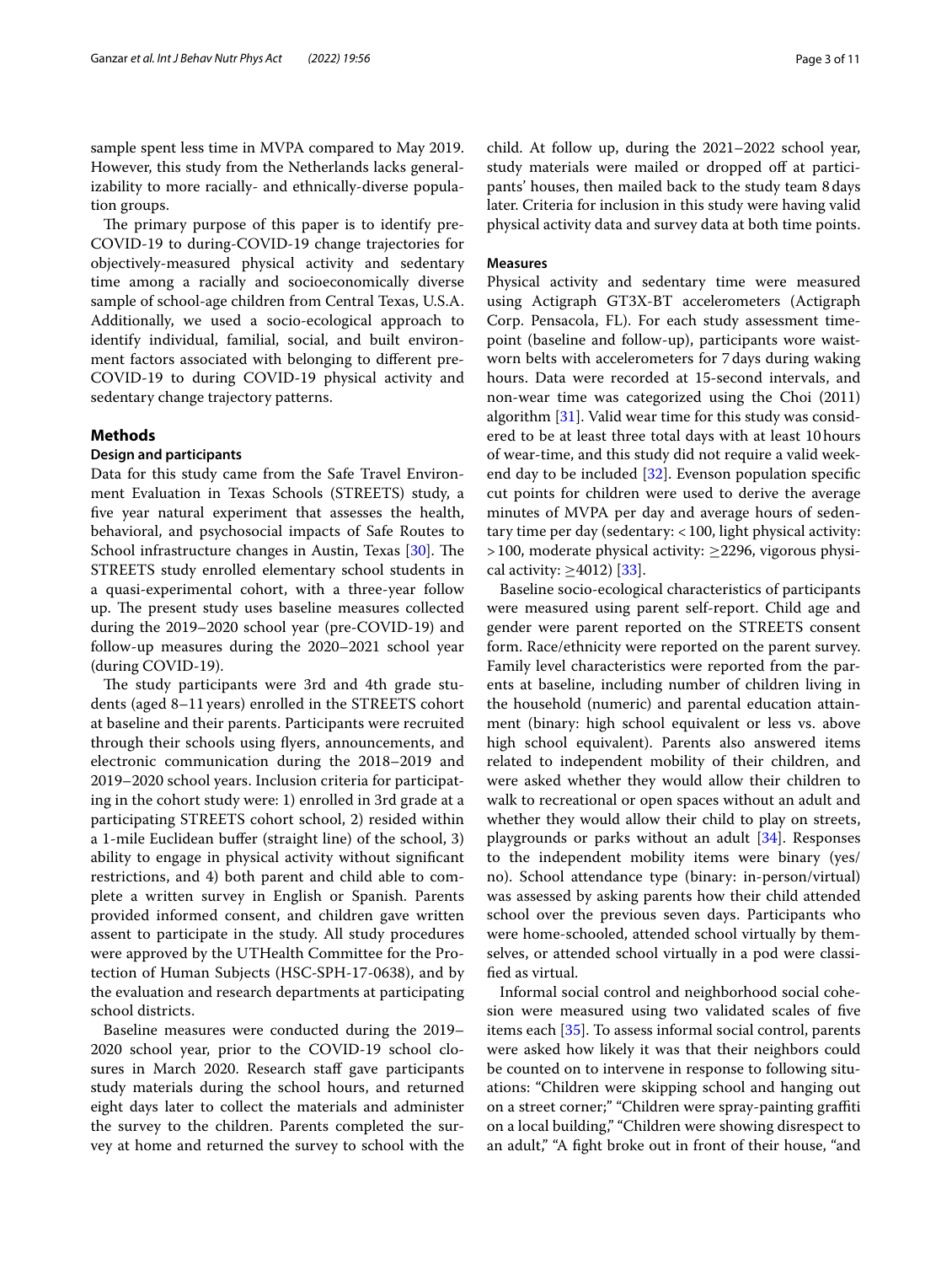sample spent less time in MVPA compared to May 2019. However, this study from the Netherlands lacks generalizability to more racially- and ethnically-diverse population groups.

The primary purpose of this paper is to identify pre-COVID-19 to during-COVID-19 change trajectories for objectively-measured physical activity and sedentary time among a racially and socioeconomically diverse sample of school-age children from Central Texas, U.S.A. Additionally, we used a socio-ecological approach to identify individual, familial, social, and built environment factors associated with belonging to different pre-COVID-19 to during COVID-19 physical activity and sedentary change trajectory patterns.

## Methods

### Design and participants

Data for this study came from the Safe Travel Environment Evaluation in Texas Schools (STREETS) study, a five year natural experiment that assesses the health, behavioral, and psychosocial impacts of Safe Routes to School infrastructure changes in Austin, Texas [30]. The STREETS study enrolled elementary school students in a quasi-experimental cohort, with a three-year follow up. The present study uses baseline measures collected during the 2019–2020 school year (pre-COVID-19) and follow-up measures during the 2020–2021 school year (during COVID-19).

The study participants were 3rd and 4th grade students (aged 8–11 years) enrolled in the STREETS cohort at baseline and their parents. Participants were recruited through their schools using flyers, announcements, and electronic communication during the 2018–2019 and 2019–2020 school years. Inclusion criteria for participating in the cohort study were: 1) enrolled in 3rd grade at a participating STREETS cohort school, 2) resided within a 1-mile Euclidean buffer (straight line) of the school, 3) ability to engage in physical activity without significant restrictions, and 4) both parent and child able to complete a written survey in English or Spanish. Parents provided informed consent, and children gave written assent to participate in the study. All study procedures were approved by the UTHealth Committee for the Protection of Human Subjects (HSC-SPH-17-0638), and by the evaluation and research departments at participating school districts.

Baseline measures were conducted during the 2019–2020 school year, prior to the COVID-19 school closures in March 2020. Research staff gave participants study materials during the school hours, and returned eight days later to collect the materials and administer the survey to the children. Parents completed the survey at home and returned the survey to school with the child. At follow up, during the 2021–2022 school year, study materials were mailed or dropped off at participants' houses, then mailed back to the study team 8 days later. Criteria for inclusion in this study were having valid physical activity data and survey data at both time points.

### Measures

Physical activity and sedentary time were measured using Actigraph GT3X-BT accelerometers (Actigraph Corp. Pensacola, FL). For each study assessment timepoint (baseline and follow-up), participants wore waist-worn belts with accelerometers for 7 days during waking hours. Data were recorded at 15-second intervals, and non-wear time was categorized using the Choi (2011) algorithm [31]. Valid wear time for this study was considered to be at least three total days with at least 10 hours of wear-time, and this study did not require a valid weekend day to be included [32]. Evenson population specific cut points for children were used to derive the average minutes of MVPA per day and average hours of sedentary time per day (sedentary: $<100$, light physical activity: $>100$, moderate physical activity: $\geq 2296$, vigorous physical activity: $\geq 4012$) [33].

Baseline socio-ecological characteristics of participants were measured using parent self-report. Child age and gender were parent reported on the STREETS consent form. Race/ethnicity were reported on the parent survey. Family level characteristics were reported from the parents at baseline, including number of children living in the household (numeric) and parental education attainment (binary: high school equivalent or less vs. above high school equivalent). Parents also answered items related to independent mobility of their children, and were asked whether they would allow their children to walk to recreational or open spaces without an adult and whether they would allow their child to play on streets, playgrounds or parks without an adult [34]. Responses to the independent mobility items were binary (yes/no). School attendance type (binary: in-person/virtual) was assessed by asking parents how their child attended school over the previous seven days. Participants who were home-schooled, attended school virtually by themselves, or attended school virtually in a pod were classified as virtual.

Informal social control and neighborhood social cohesion were measured using two validated scales of five items each [35]. To assess informal social control, parents were asked how likely it was that their neighbors could be counted on to intervene in response to following situations: "Children were skipping school and hanging out on a street corner;" "Children were spray-painting graffiti on a local building," "Children were showing disrespect to an adult," "A fight broke out in front of their house, "and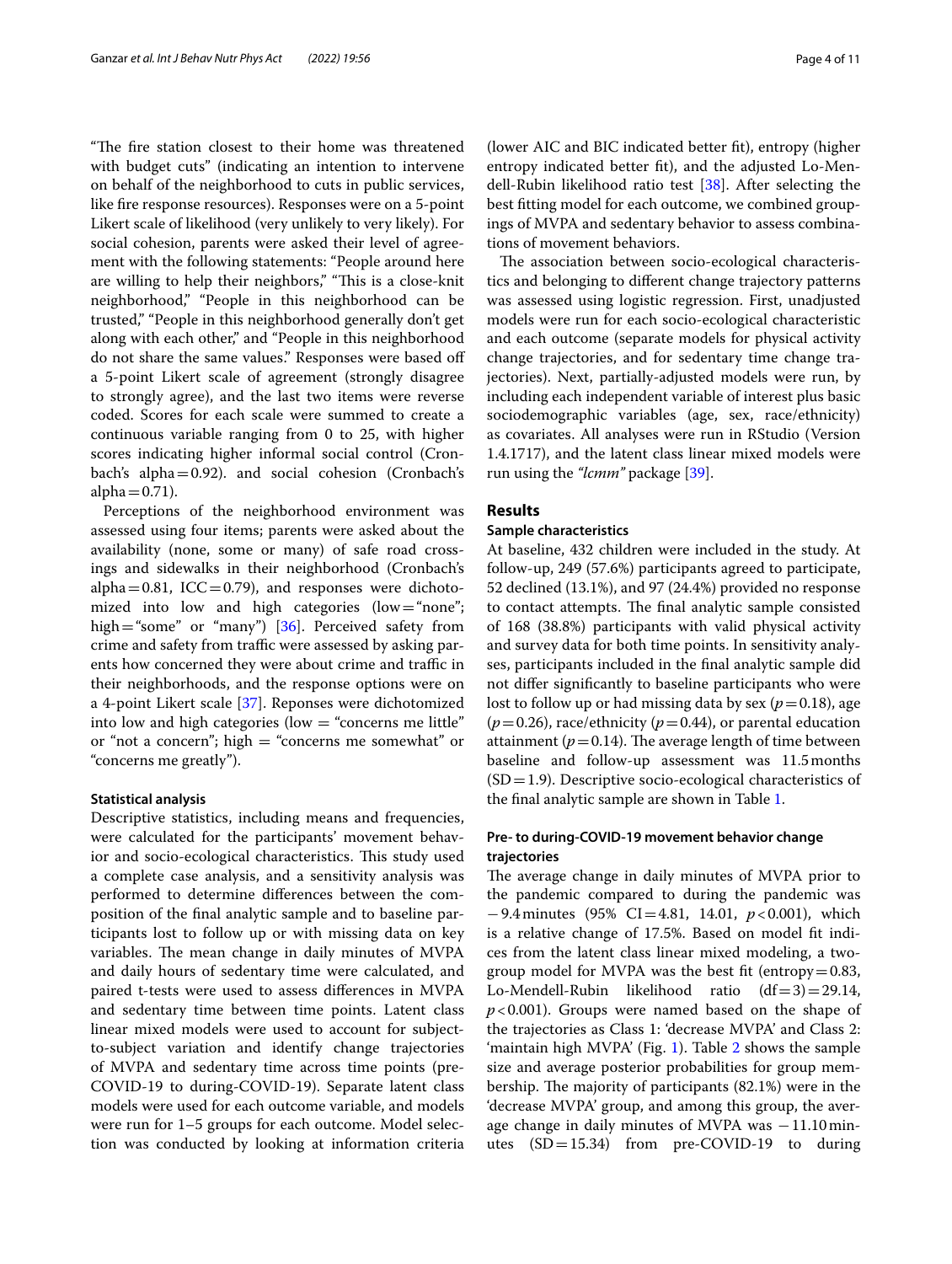"The fire station closest to their home was threatened with budget cuts" (indicating an intention to intervene on behalf of the neighborhood to cuts in public services, like fire response resources). Responses were on a 5-point Likert scale of likelihood (very unlikely to very likely). For social cohesion, parents were asked their level of agreement with the following statements: "People around here are willing to help their neighbors," "This is a close-knit neighborhood," "People in this neighborhood can be trusted," "People in this neighborhood generally don't get along with each other," and "People in this neighborhood do not share the same values." Responses were based off a 5-point Likert scale of agreement (strongly disagree to strongly agree), and the last two items were reverse coded. Scores for each scale were summed to create a continuous variable ranging from 0 to 25, with higher scores indicating higher informal social control (Cronbach's alpha = 0.92). and social cohesion (Cronbach's alpha = 0.71).

Perceptions of the neighborhood environment was assessed using four items; parents were asked about the availability (none, some or many) of safe road crossings and sidewalks in their neighborhood (Cronbach's alpha = 0.81, ICC = 0.79), and responses were dichotomized into low and high categories (low = "none"; high = "some" or "many") [36]. Perceived safety from crime and safety from traffic were assessed by asking parents how concerned they were about crime and traffic in their neighborhoods, and the response options were on a 4-point Likert scale [37]. Reponses were dichotomized into low and high categories (low = "concerns me little" or "not a concern"; high = "concerns me somewhat" or "concerns me greatly").

#### Statistical analysis

Descriptive statistics, including means and frequencies, were calculated for the participants' movement behavior and socio-ecological characteristics. This study used a complete case analysis, and a sensitivity analysis was performed to determine differences between the composition of the final analytic sample and to baseline participants lost to follow up or with missing data on key variables. The mean change in daily minutes of MVPA and daily hours of sedentary time were calculated, and paired t-tests were used to assess differences in MVPA and sedentary time between time points. Latent class linear mixed models were used to account for subject-to-subject variation and identify change trajectories of MVPA and sedentary time across time points (pre-COVID-19 to during-COVID-19). Separate latent class models were used for each outcome variable, and models were run for 1–5 groups for each outcome. Model selection was conducted by looking at information criteria (lower AIC and BIC indicated better fit), entropy (higher entropy indicated better fit), and the adjusted Lo-Mendell-Rubin likelihood ratio test [38]. After selecting the best fitting model for each outcome, we combined groupings of MVPA and sedentary behavior to assess combinations of movement behaviors.

The association between socio-ecological characteristics and belonging to different change trajectory patterns was assessed using logistic regression. First, unadjusted models were run for each socio-ecological characteristic and each outcome (separate models for physical activity change trajectories, and for sedentary time change trajectories). Next, partially-adjusted models were run, by including each independent variable of interest plus basic sociodemographic variables (age, sex, race/ethnicity) as covariates. All analyses were run in RStudio (Version 1.4.1717), and the latent class linear mixed models were run using the *"lcmm"* package [39].

## Results

#### Sample characteristics

At baseline, 432 children were included in the study. At follow-up, 249 (57.6%) participants agreed to participate, 52 declined (13.1%), and 97 (24.4%) provided no response to contact attempts. The final analytic sample consisted of 168 (38.8%) participants with valid physical activity and survey data for both time points. In sensitivity analyses, participants included in the final analytic sample did not differ significantly to baseline participants who were lost to follow up or had missing data by sex ($p = 0.18$), age ($p = 0.26$), race/ethnicity ($p = 0.44$), or parental education attainment ($p = 0.14$). The average length of time between baseline and follow-up assessment was 11.5 months (SD = 1.9). Descriptive socio-ecological characteristics of the final analytic sample are shown in Table 1.

#### Pre- to during-COVID-19 movement behavior change trajectories

The average change in daily minutes of MVPA prior to the pandemic compared to during the pandemic was −9.4 minutes (95% CI = 4.81, 14.01, $p < 0.001$), which is a relative change of 17.5%. Based on model fit indices from the latent class linear mixed modeling, a two-group model for MVPA was the best fit (entropy = 0.83, Lo-Mendell-Rubin likelihood ratio (df = 3) = 29.14, $p < 0.001$). Groups were named based on the shape of the trajectories as Class 1: 'decrease MVPA' and Class 2: 'maintain high MVPA' (Fig. 1). Table 2 shows the sample size and average posterior probabilities for group membership. The majority of participants (82.1%) were in the 'decrease MVPA' group, and among this group, the average change in daily minutes of MVPA was −11.10 minutes (SD = 15.34) from pre-COVID-19 to during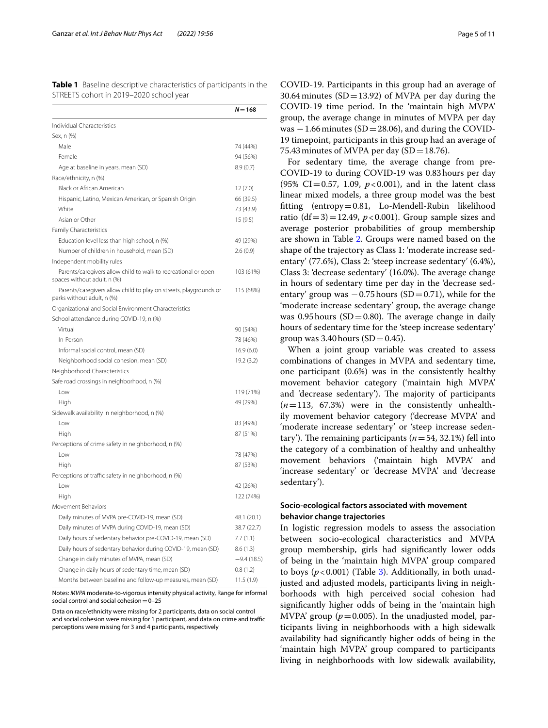**Table 1** Baseline descriptive characteristics of participants in the STREETS cohort in 2019–2020 school year

| | $N = 168$ |
|---|---|
| Individual Characteristics | |
| Sex, n (%) | |
| Male | 74 (44%) |
| Female | 94 (56%) |
| Age at baseline in years, mean (SD) | 8.9 (0.7) |
| Race/ethnicity, n (%) | |
| Black or African American | 12 (7.0) |
| Hispanic, Latino, Mexican American, or Spanish Origin | 66 (39.5) |
| White | 73 (43.9) |
| Asian or Other | 15 (9.5) |
| Family Characteristics | |
| Education level less than high school, n (%) | 49 (29%) |
| Number of children in household, mean (SD) | 2.6 (0.9) |
| Independent mobility rules | |
| Parents/caregivers allow child to walk to recreational or open spaces without adult, n (%) | 103 (61%) |
| Parents/caregivers allow child to play on streets, playgrounds or parks without adult, n (%) | 115 (68%) |
| Organizational and Social Environment Characteristics | |
| School attendance during COVID-19, n (%) | |
| Virtual | 90 (54%) |
| In-Person | 78 (46%) |
| Informal social control, mean (SD) | 16.9 (6.0) |
| Neighborhood social cohesion, mean (SD) | 19.2 (3.2) |
| Neighborhood Characteristics | |
| Safe road crossings in neighborhood, n (%) | |
| Low | 119 (71%) |
| High | 49 (29%) |
| Sidewalk availability in neighborhood, n (%) | |
| Low | 83 (49%) |
| High | 87 (51%) |
| Perceptions of crime safety in neighborhood, n (%) | |
| Low | 78 (47%) |
| High | 87 (53%) |
| Perceptions of traffic safety in neighborhood, n (%) | |
| Low | 42 (26%) |
| High | 122 (74%) |
| Movement Behaviors | |
| Daily minutes of MVPA pre-COVID-19, mean (SD) | 48.1 (20.1) |
| Daily minutes of MVPA during COVID-19, mean (SD) | 38.7 (22.7) |
| Daily hours of sedentary behavior pre-COVID-19, mean (SD) | 7.7 (1.1) |
| Daily hours of sedentary behavior during COVID-19, mean (SD) | 8.6 (1.3) |
| Change in daily minutes of MVPA, mean (SD) | −9.4 (18.5) |
| Change in daily hours of sedentary time, mean (SD) | 0.8 (1.2) |
| Months between baseline and follow-up measures, mean (SD) | 11.5 (1.9) |

Notes: *MVPA* moderate-to-vigorous intensity physical activity, Range for informal social control and social cohesion = 0–25

Data on race/ethnicity were missing for 2 participants, data on social control and social cohesion were missing for 1 participant, and data on crime and traffic perceptions were missing for 3 and 4 participants, respectively

COVID-19. Participants in this group had an average of 30.64 minutes (SD = 13.92) of MVPA per day during the COVID-19 time period. In the 'maintain high MVPA' group, the average change in minutes of MVPA per day was −1.66 minutes (SD = 28.06), and during the COVID-19 timepoint, participants in this group had an average of 75.43 minutes of MVPA per day (SD = 18.76).

For sedentary time, the average change from pre-COVID-19 to during COVID-19 was 0.83 hours per day (95% CI = 0.57, 1.09, $p < 0.001$), and in the latent class linear mixed models, a three group model was the best fitting (entropy = 0.81, Lo-Mendell-Rubin likelihood ratio (df = 3) = 12.49, $p < 0.001$). Group sample sizes and average posterior probabilities of group membership are shown in Table 2. Groups were named based on the shape of the trajectory as Class 1: 'moderate increase sedentary' (77.6%), Class 2: 'steep increase sedentary' (6.4%), Class 3: 'decrease sedentary' (16.0%). The average change in hours of sedentary time per day in the 'decrease sedentary' group was −0.75 hours (SD = 0.71), while for the 'moderate increase sedentary' group, the average change was 0.95 hours (SD = 0.80). The average change in daily hours of sedentary time for the 'steep increase sedentary' group was 3.40 hours (SD = 0.45).

When a joint group variable was created to assess combinations of changes in MVPA and sedentary time, one participant (0.6%) was in the consistently healthy movement behavior category ('maintain high MVPA' and 'decrease sedentary'). The majority of participants ($n = 113$, 67.3%) were in the consistently unhealthily movement behavior category ('decrease MVPA' and 'moderate increase sedentary' or 'steep increase sedentary'). The remaining participants ($n = 54$, 32.1%) fell into the category of a combination of healthy and unhealthy movement behaviors ('maintain high MVPA' and 'increase sedentary' or 'decrease MVPA' and 'decrease sedentary').

### Socio-ecological factors associated with movement behavior change trajectories

In logistic regression models to assess the association between socio-ecological characteristics and MVPA group membership, girls had significantly lower odds of being in the 'maintain high MVPA' group compared to boys ($p < 0.001$) (Table 3). Additionally, in both unadjusted and adjusted models, participants living in neighborhoods with high perceived social cohesion had significantly higher odds of being in the 'maintain high MVPA' group ($p = 0.005$). In the unadjusted model, participants living in neighborhoods with a high sidewalk availability had significantly higher odds of being in the 'maintain high MVPA' group compared to participants living in neighborhoods with low sidewalk availability,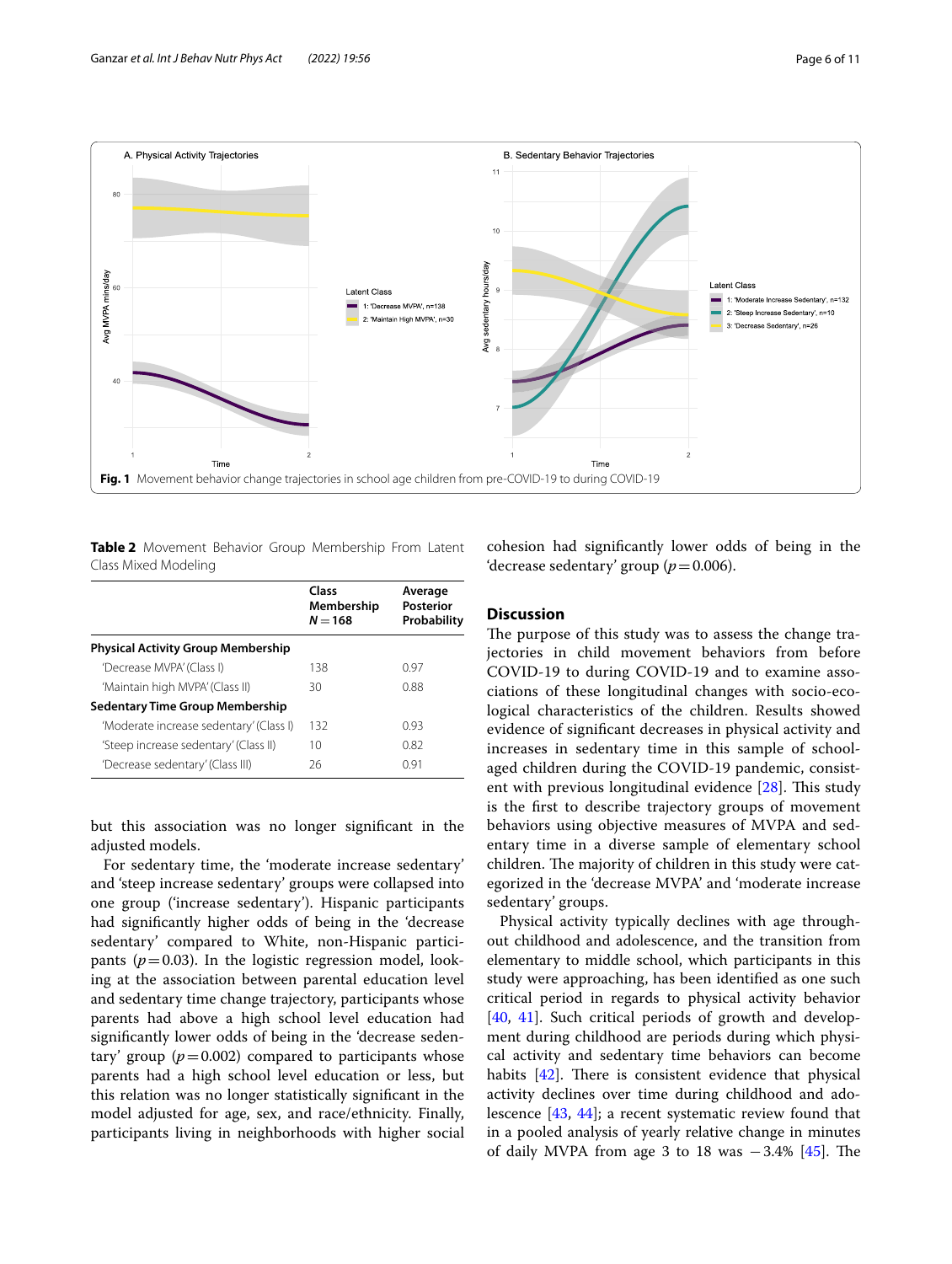Fig. 1 Movement behavior change trajectories in school age children from pre-COVID-19 to during COVID-19

**Table 2** Movement Behavior Group Membership From Latent Class Mixed Modeling

| | Class Membership $N=168$ | Average Posterior Probability |
|---|---|---|
| **Physical Activity Group Membership** | | |
| 'Decrease MVPA' (Class I) | 138 | 0.97 |
| 'Maintain high MVPA' (Class II) | 30 | 0.88 |
| **Sedentary Time Group Membership** | | |
| 'Moderate increase sedentary' (Class I) | 132 | 0.93 |
| 'Steep increase sedentary' (Class II) | 10 | 0.82 |
| 'Decrease sedentary' (Class III) | 26 | 0.91 |

but this association was no longer significant in the adjusted models.

For sedentary time, the 'moderate increase sedentary' and 'steep increase sedentary' groups were collapsed into one group ('increase sedentary'). Hispanic participants had significantly higher odds of being in the 'decrease sedentary' compared to White, non-Hispanic participants ($p=0.03$). In the logistic regression model, looking at the association between parental education level and sedentary time change trajectory, participants whose parents had above a high school level education had significantly lower odds of being in the 'decrease sedentary' group ($p=0.002$) compared to participants whose parents had a high school level education or less, but this relation was no longer statistically significant in the model adjusted for age, sex, and race/ethnicity. Finally, participants living in neighborhoods with higher social cohesion had significantly lower odds of being in the 'decrease sedentary' group ($p=0.006$).

## Discussion

The purpose of this study was to assess the change trajectories in child movement behaviors from before COVID-19 to during COVID-19 and to examine associations of these longitudinal changes with socio-ecological characteristics of the children. Results showed evidence of significant decreases in physical activity and increases in sedentary time in this sample of school-aged children during the COVID-19 pandemic, consistent with previous longitudinal evidence [28]. This study is the first to describe trajectory groups of movement behaviors using objective measures of MVPA and sedentary time in a diverse sample of elementary school children. The majority of children in this study were categorized in the 'decrease MVPA' and 'moderate increase sedentary' groups.

Physical activity typically declines with age throughout childhood and adolescence, and the transition from elementary to middle school, which participants in this study were approaching, has been identified as one such critical period in regards to physical activity behavior [40, 41]. Such critical periods of growth and development during childhood are periods during which physical activity and sedentary time behaviors can become habits [42]. There is consistent evidence that physical activity declines over time during childhood and adolescence [43, 44]; a recent systematic review found that in a pooled analysis of yearly relative change in minutes of daily MVPA from age 3 to 18 was −3.4% [45]. The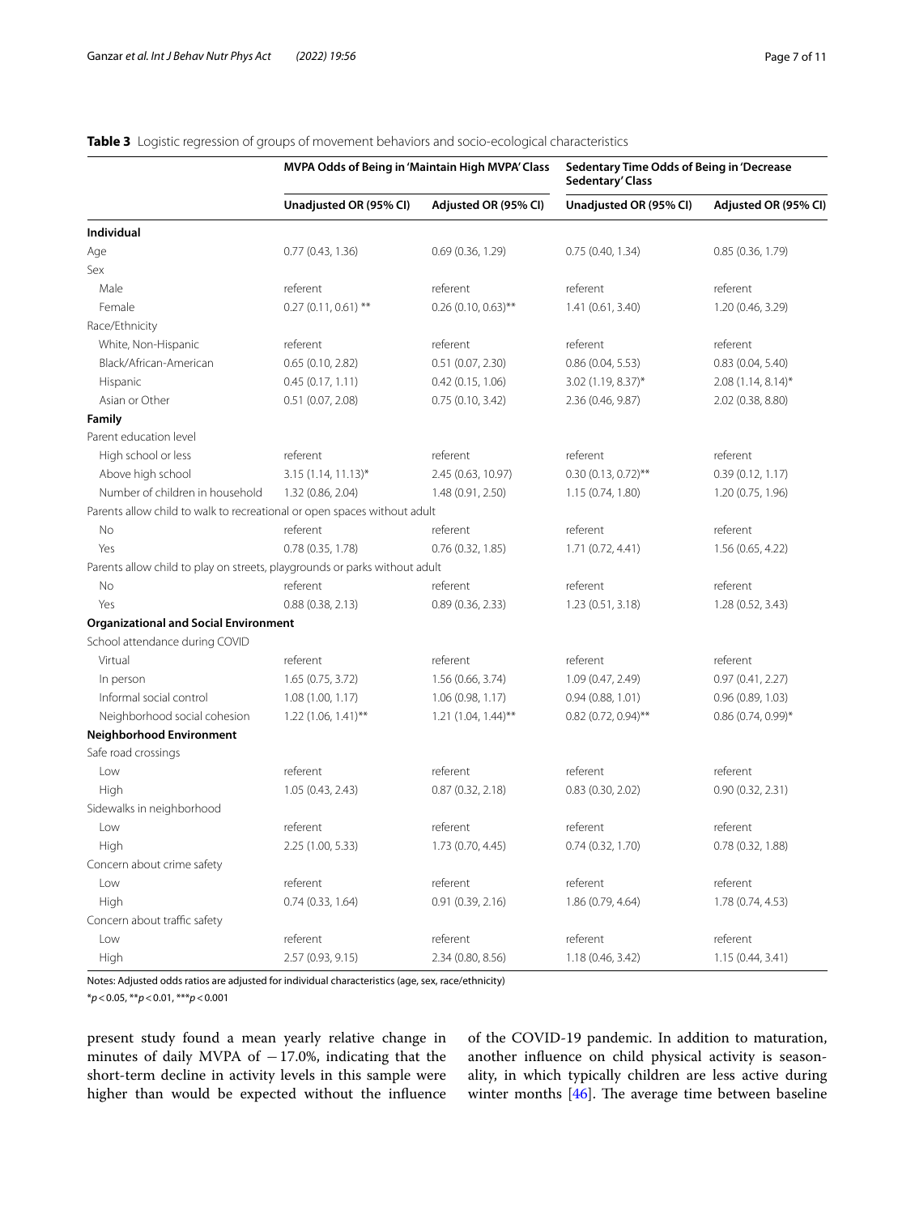**Table 3** Logistic regression of groups of movement behaviors and socio-ecological characteristics

| | MVPA Odds of Being in 'Maintain High MVPA' Class | | Sedentary Time Odds of Being in 'Decrease Sedentary' Class | |
|---|---|---|---|---|
| | Unadjusted OR (95% CI) | Adjusted OR (95% CI) | Unadjusted OR (95% CI) | Adjusted OR (95% CI) |
| **Individual** | | | | |
| Age | 0.77 (0.43, 1.36) | 0.69 (0.36, 1.29) | 0.75 (0.40, 1.34) | 0.85 (0.36, 1.79) |
| Sex | | | | |
| Male | referent | referent | referent | referent |
| Female | 0.27 (0.11, 0.61) ** | 0.26 (0.10, 0.63)** | 1.41 (0.61, 3.40) | 1.20 (0.46, 3.29) |
| Race/Ethnicity | | | | |
| White, Non-Hispanic | referent | referent | referent | referent |
| Black/African-American | 0.65 (0.10, 2.82) | 0.51 (0.07, 2.30) | 0.86 (0.04, 5.53) | 0.83 (0.04, 5.40) |
| Hispanic | 0.45 (0.17, 1.11) | 0.42 (0.15, 1.06) | 3.02 (1.19, 8.37)* | 2.08 (1.14, 8.14)* |
| Asian or Other | 0.51 (0.07, 2.08) | 0.75 (0.10, 3.42) | 2.36 (0.46, 9.87) | 2.02 (0.38, 8.80) |
| **Family** | | | | |
| Parent education level | | | | |
| High school or less | referent | referent | referent | referent |
| Above high school | 3.15 (1.14, 11.13)* | 2.45 (0.63, 10.97) | 0.30 (0.13, 0.72)** | 0.39 (0.12, 1.17) |
| Number of children in household | 1.32 (0.86, 2.04) | 1.48 (0.91, 2.50) | 1.15 (0.74, 1.80) | 1.20 (0.75, 1.96) |
| Parents allow child to walk to recreational or open spaces without adult | | | | |
| No | referent | referent | referent | referent |
| Yes | 0.78 (0.35, 1.78) | 0.76 (0.32, 1.85) | 1.71 (0.72, 4.41) | 1.56 (0.65, 4.22) |
| Parents allow child to play on streets, playgrounds or parks without adult | | | | |
| No | referent | referent | referent | referent |
| Yes | 0.88 (0.38, 2.13) | 0.89 (0.36, 2.33) | 1.23 (0.51, 3.18) | 1.28 (0.52, 3.43) |
| **Organizational and Social Environment** | | | | |
| School attendance during COVID | | | | |
| Virtual | referent | referent | referent | referent |
| In person | 1.65 (0.75, 3.72) | 1.56 (0.66, 3.74) | 1.09 (0.47, 2.49) | 0.97 (0.41, 2.27) |
| Informal social control | 1.08 (1.00, 1.17) | 1.06 (0.98, 1.17) | 0.94 (0.88, 1.01) | 0.96 (0.89, 1.03) |
| Neighborhood social cohesion | 1.22 (1.06, 1.41)** | 1.21 (1.04, 1.44)** | 0.82 (0.72, 0.94)** | 0.86 (0.74, 0.99)* |
| **Neighborhood Environment** | | | | |
| Safe road crossings | | | | |
| Low | referent | referent | referent | referent |
| High | 1.05 (0.43, 2.43) | 0.87 (0.32, 2.18) | 0.83 (0.30, 2.02) | 0.90 (0.32, 2.31) |
| Sidewalks in neighborhood | | | | |
| Low | referent | referent | referent | referent |
| High | 2.25 (1.00, 5.33) | 1.73 (0.70, 4.45) | 0.74 (0.32, 1.70) | 0.78 (0.32, 1.88) |
| Concern about crime safety | | | | |
| Low | referent | referent | referent | referent |
| High | 0.74 (0.33, 1.64) | 0.91 (0.39, 2.16) | 1.86 (0.79, 4.64) | 1.78 (0.74, 4.53) |
| Concern about traffic safety | | | | |
| Low | referent | referent | referent | referent |
| High | 2.57 (0.93, 9.15) | 2.34 (0.80, 8.56) | 1.18 (0.46, 3.42) | 1.15 (0.44, 3.41) |

Notes: Adjusted odds ratios are adjusted for individual characteristics (age, sex, race/ethnicity)

*$p < 0.05$, **$p < 0.01$, ***$p < 0.001$

present study found a mean yearly relative change in minutes of daily MVPA of −17.0%, indicating that the short-term decline in activity levels in this sample were higher than would be expected without the influence of the COVID-19 pandemic. In addition to maturation, another influence on child physical activity is seasonality, in which typically children are less active during winter months [46]. The average time between baseline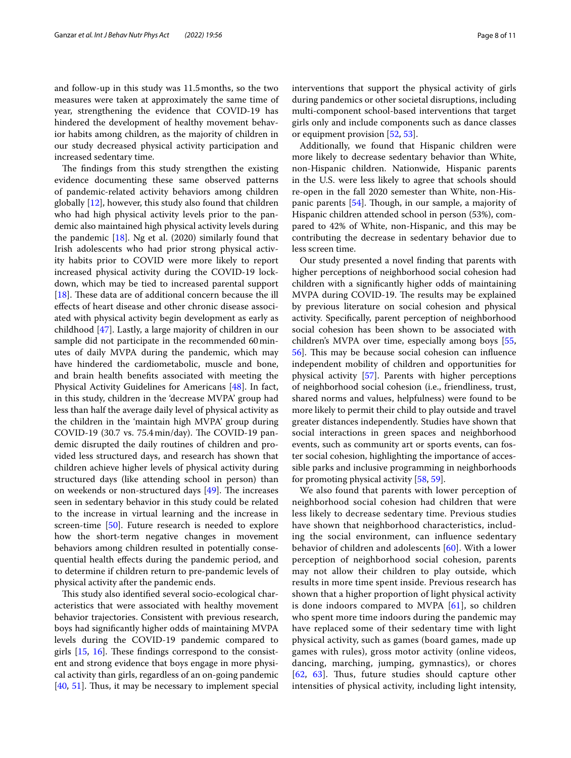and follow-up in this study was 11.5 months, so the two measures were taken at approximately the same time of year, strengthening the evidence that COVID-19 has hindered the development of healthy movement behavior habits among children, as the majority of children in our study decreased physical activity participation and increased sedentary time.

The findings from this study strengthen the existing evidence documenting these same observed patterns of pandemic-related activity behaviors among children globally [12], however, this study also found that children who had high physical activity levels prior to the pandemic also maintained high physical activity levels during the pandemic [18]. Ng et al. (2020) similarly found that Irish adolescents who had prior strong physical activity habits prior to COVID were more likely to report increased physical activity during the COVID-19 lockdown, which may be tied to increased parental support [18]. These data are of additional concern because the ill effects of heart disease and other chronic disease associated with physical activity begin development as early as childhood [47]. Lastly, a large majority of children in our sample did not participate in the recommended 60 minutes of daily MVPA during the pandemic, which may have hindered the cardiometabolic, muscle and bone, and brain health benefits associated with meeting the Physical Activity Guidelines for Americans [48]. In fact, in this study, children in the 'decrease MVPA' group had less than half the average daily level of physical activity as the children in the 'maintain high MVPA' group during COVID-19 (30.7 vs. 75.4 min/day). The COVID-19 pandemic disrupted the daily routines of children and provided less structured days, and research has shown that children achieve higher levels of physical activity during structured days (like attending school in person) than on weekends or non-structured days [49]. The increases seen in sedentary behavior in this study could be related to the increase in virtual learning and the increase in screen-time [50]. Future research is needed to explore how the short-term negative changes in movement behaviors among children resulted in potentially consequential health effects during the pandemic period, and to determine if children return to pre-pandemic levels of physical activity after the pandemic ends.

This study also identified several socio-ecological characteristics that were associated with healthy movement behavior trajectories. Consistent with previous research, boys had significantly higher odds of maintaining MVPA levels during the COVID-19 pandemic compared to girls [15, 16]. These findings correspond to the consistent and strong evidence that boys engage in more physical activity than girls, regardless of an on-going pandemic [40, 51]. Thus, it may be necessary to implement special interventions that support the physical activity of girls during pandemics or other societal disruptions, including multi-component school-based interventions that target girls only and include components such as dance classes or equipment provision [52, 53].

Additionally, we found that Hispanic children were more likely to decrease sedentary behavior than White, non-Hispanic children. Nationwide, Hispanic parents in the U.S. were less likely to agree that schools should re-open in the fall 2020 semester than White, non-Hispanic parents [54]. Though, in our sample, a majority of Hispanic children attended school in person (53%), compared to 42% of White, non-Hispanic, and this may be contributing the decrease in sedentary behavior due to less screen time.

Our study presented a novel finding that parents with higher perceptions of neighborhood social cohesion had children with a significantly higher odds of maintaining MVPA during COVID-19. The results may be explained by previous literature on social cohesion and physical activity. Specifically, parent perception of neighborhood social cohesion has been shown to be associated with children's MVPA over time, especially among boys [55, 56]. This may be because social cohesion can influence independent mobility of children and opportunities for physical activity [57]. Parents with higher perceptions of neighborhood social cohesion (i.e., friendliness, trust, shared norms and values, helpfulness) were found to be more likely to permit their child to play outside and travel greater distances independently. Studies have shown that social interactions in green spaces and neighborhood events, such as community art or sports events, can foster social cohesion, highlighting the importance of accessible parks and inclusive programming in neighborhoods for promoting physical activity [58, 59].

We also found that parents with lower perception of neighborhood social cohesion had children that were less likely to decrease sedentary time. Previous studies have shown that neighborhood characteristics, including the social environment, can influence sedentary behavior of children and adolescents [60]. With a lower perception of neighborhood social cohesion, parents may not allow their children to play outside, which results in more time spent inside. Previous research has shown that a higher proportion of light physical activity is done indoors compared to MVPA [61], so children who spent more time indoors during the pandemic may have replaced some of their sedentary time with light physical activity, such as games (board games, made up games with rules), gross motor activity (online videos, dancing, marching, jumping, gymnastics), or chores [62, 63]. Thus, future studies should capture other intensities of physical activity, including light intensity,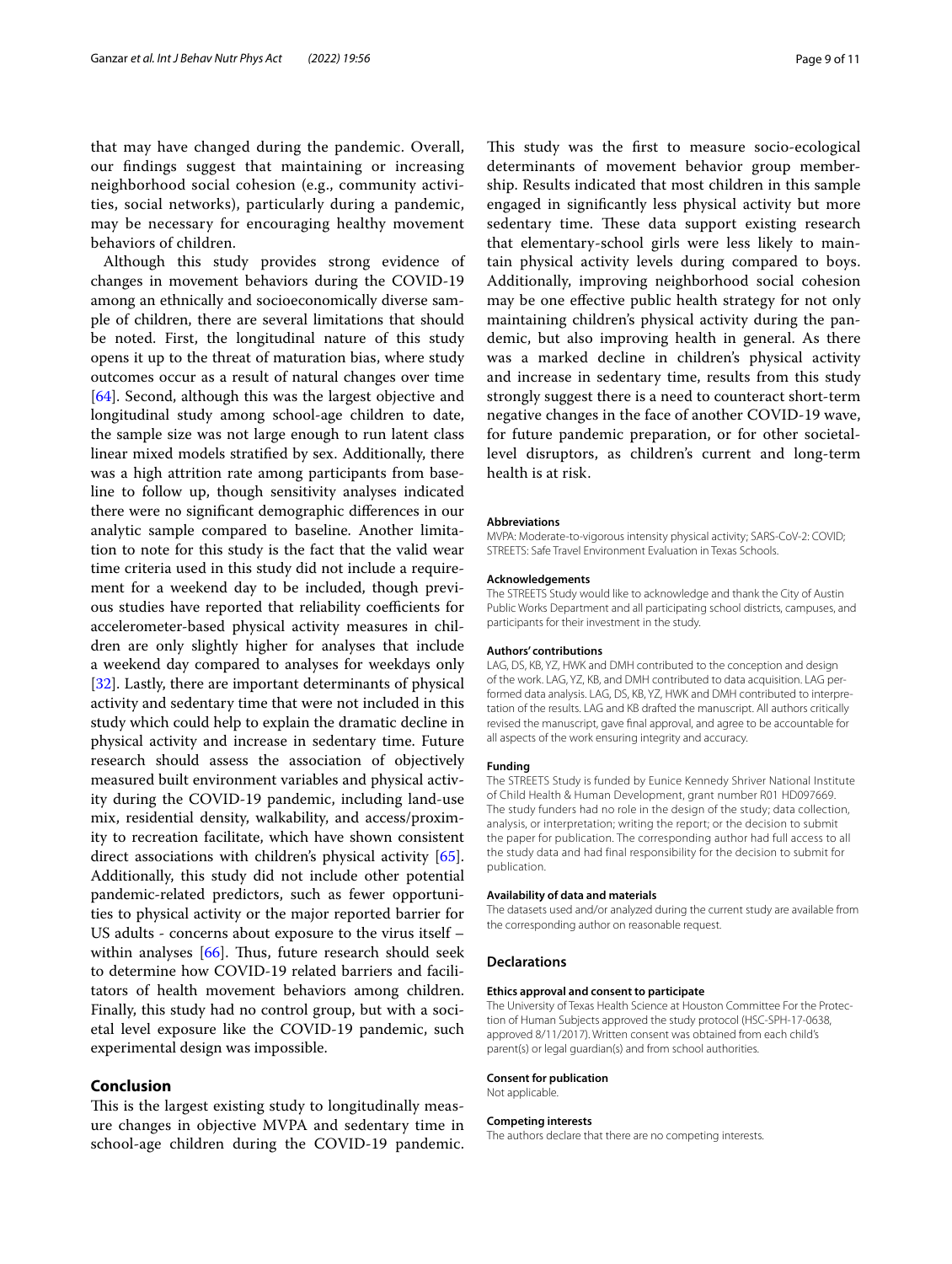that may have changed during the pandemic. Overall, our findings suggest that maintaining or increasing neighborhood social cohesion (e.g., community activities, social networks), particularly during a pandemic, may be necessary for encouraging healthy movement behaviors of children.

Although this study provides strong evidence of changes in movement behaviors during the COVID-19 among an ethnically and socioeconomically diverse sample of children, there are several limitations that should be noted. First, the longitudinal nature of this study opens it up to the threat of maturation bias, where study outcomes occur as a result of natural changes over time [64]. Second, although this was the largest objective and longitudinal study among school-age children to date, the sample size was not large enough to run latent class linear mixed models stratified by sex. Additionally, there was a high attrition rate among participants from baseline to follow up, though sensitivity analyses indicated there were no significant demographic differences in our analytic sample compared to baseline. Another limitation to note for this study is the fact that the valid wear time criteria used in this study did not include a requirement for a weekend day to be included, though previous studies have reported that reliability coefficients for accelerometer-based physical activity measures in children are only slightly higher for analyses that include a weekend day compared to analyses for weekdays only [32]. Lastly, there are important determinants of physical activity and sedentary time that were not included in this study which could help to explain the dramatic decline in physical activity and increase in sedentary time. Future research should assess the association of objectively measured built environment variables and physical activity during the COVID-19 pandemic, including land-use mix, residential density, walkability, and access/proximity to recreation facilitate, which have shown consistent direct associations with children's physical activity [65]. Additionally, this study did not include other potential pandemic-related predictors, such as fewer opportunities to physical activity or the major reported barrier for US adults - concerns about exposure to the virus itself – within analyses [66]. Thus, future research should seek to determine how COVID-19 related barriers and facilitators of health movement behaviors among children. Finally, this study had no control group, but with a societal level exposure like the COVID-19 pandemic, such experimental design was impossible.

## Conclusion

This is the largest existing study to longitudinally measure changes in objective MVPA and sedentary time in school-age children during the COVID-19 pandemic. This study was the first to measure socio-ecological determinants of movement behavior group membership. Results indicated that most children in this sample engaged in significantly less physical activity but more sedentary time. These data support existing research that elementary-school girls were less likely to maintain physical activity levels during compared to boys. Additionally, improving neighborhood social cohesion may be one effective public health strategy for not only maintaining children's physical activity during the pandemic, but also improving health in general. As there was a marked decline in children's physical activity and increase in sedentary time, results from this study strongly suggest there is a need to counteract short-term negative changes in the face of another COVID-19 wave, for future pandemic preparation, or for other societal-level disruptors, as children's current and long-term health is at risk.

#### Abbreviations

MVPA: Moderate-to-vigorous intensity physical activity; SARS-CoV-2: COVID; STREETS: Safe Travel Environment Evaluation in Texas Schools.

#### Acknowledgements

The STREETS Study would like to acknowledge and thank the City of Austin Public Works Department and all participating school districts, campuses, and participants for their investment in the study.

#### Authors' contributions

LAG, DS, KB, YZ, HWK and DMH contributed to the conception and design of the work. LAG, YZ, KB, and DMH contributed to data acquisition. LAG performed data analysis. LAG, DS, KB, YZ, HWK and DMH contributed to interpretation of the results. LAG and KB drafted the manuscript. All authors critically revised the manuscript, gave final approval, and agree to be accountable for all aspects of the work ensuring integrity and accuracy.

#### Funding

The STREETS Study is funded by Eunice Kennedy Shriver National Institute of Child Health & Human Development, grant number R01 HD097669. The study funders had no role in the design of the study; data collection, analysis, or interpretation; writing the report; or the decision to submit the paper for publication. The corresponding author had full access to all the study data and had final responsibility for the decision to submit for publication.

#### Availability of data and materials

The datasets used and/or analyzed during the current study are available from the corresponding author on reasonable request.

### Declarations

#### Ethics approval and consent to participate

The University of Texas Health Science at Houston Committee For the Protection of Human Subjects approved the study protocol (HSC-SPH-17-0638, approved 8/11/2017). Written consent was obtained from each child's parent(s) or legal guardian(s) and from school authorities.

#### Consent for publication

Not applicable.

#### Competing interests

The authors declare that there are no competing interests.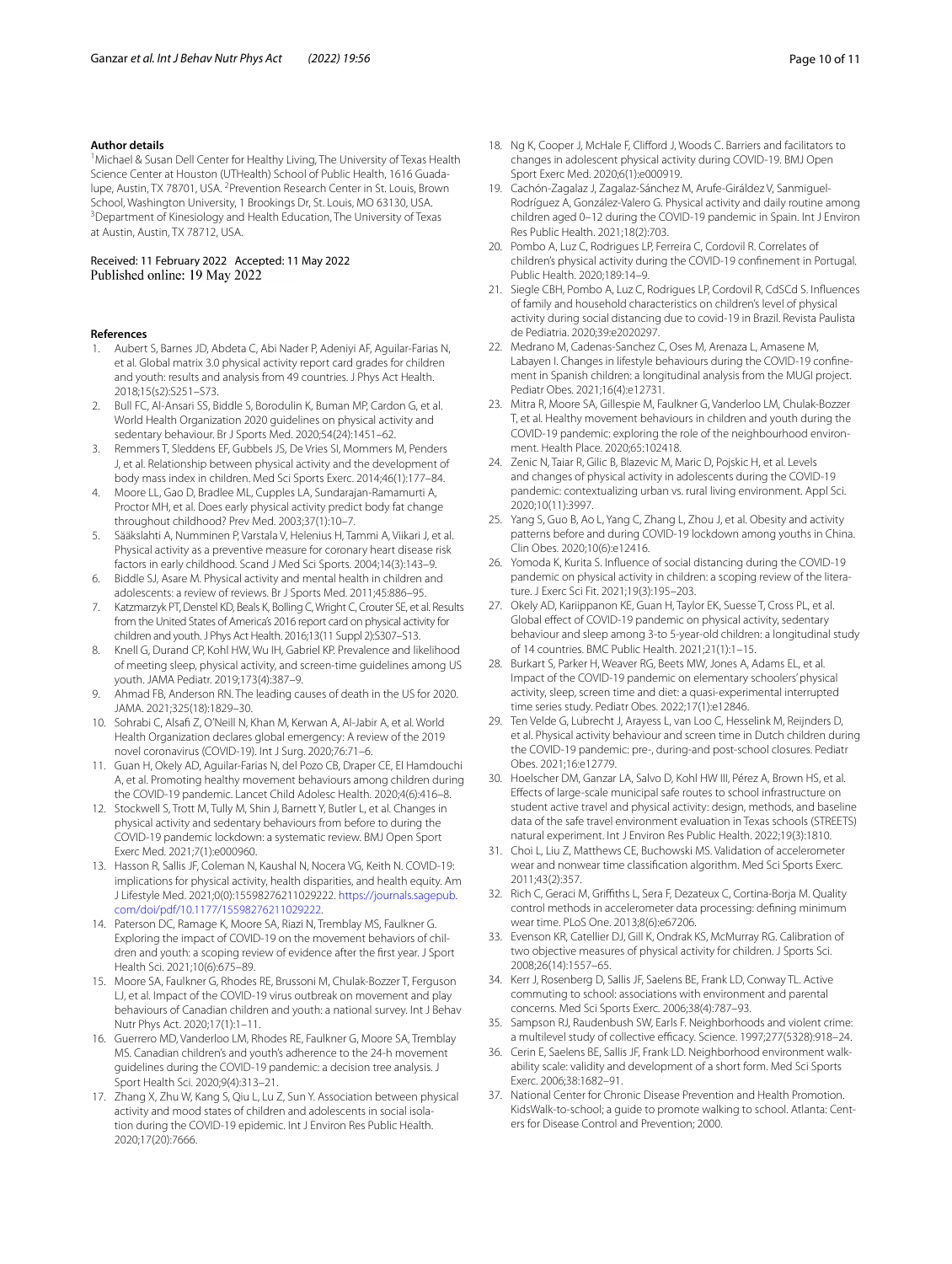**Author details**

[1]Michael & Susan Dell Center for Healthy Living, The University of Texas Health Science Center at Houston (UTHealth) School of Public Health, 1616 Guadalupe, Austin, TX 78701, USA. [2]Prevention Research Center in St. Louis, Brown School, Washington University, 1 Brookings Dr, St. Louis, MO 63130, USA. [3]Department of Kinesiology and Health Education, The University of Texas at Austin, Austin, TX 78712, USA.

Received: 11 February 2022 Accepted: 11 May 2022
Published online: 19 May 2022

## References

1. Aubert S, Barnes JD, Abdeta C, Abi Nader P, Adeniyi AF, Aguilar-Farias N, et al. Global matrix 3.0 physical activity report card grades for children and youth: results and analysis from 49 countries. J Phys Act Health. 2018;15(s2):S251–S73.
2. Bull FC, Al-Ansari SS, Biddle S, Borodulin K, Buman MP, Cardon G, et al. World Health Organization 2020 guidelines on physical activity and sedentary behaviour. Br J Sports Med. 2020;54(24):1451–62.
3. Remmers T, Sleddens EF, Gubbels JS, De Vries SI, Mommers M, Penders J, et al. Relationship between physical activity and the development of body mass index in children. Med Sci Sports Exerc. 2014;46(1):177–84.
4. Moore LL, Gao D, Bradlee ML, Cupples LA, Sundarajan-Ramamurti A, Proctor MH, et al. Does early physical activity predict body fat change throughout childhood? Prev Med. 2003;37(1):10–7.
5. Sääkslahti A, Numminen P, Varstala V, Helenius H, Tammi A, Viikari J, et al. Physical activity as a preventive measure for coronary heart disease risk factors in early childhood. Scand J Med Sci Sports. 2004;14(3):143–9.
6. Biddle SJ, Asare M. Physical activity and mental health in children and adolescents: a review of reviews. Br J Sports Med. 2011;45:886–95.
7. Katzmarzyk PT, Denstel KD, Beals K, Bolling C, Wright C, Crouter SE, et al. Results from the United States of America's 2016 report card on physical activity for children and youth. J Phys Act Health. 2016;13(11 Suppl 2):S307–S13.
8. Knell G, Durand CP, Kohl HW, Wu IH, Gabriel KP. Prevalence and likelihood of meeting sleep, physical activity, and screen-time guidelines among US youth. JAMA Pediatr. 2019;173(4):387–9.
9. Ahmad FB, Anderson RN. The leading causes of death in the US for 2020. JAMA. 2021;325(18):1829–30.
10. Sohrabi C, Alsafi Z, O'Neill N, Khan M, Kerwan A, Al-Jabir A, et al. World Health Organization declares global emergency: A review of the 2019 novel coronavirus (COVID-19). Int J Surg. 2020;76:71–6.
11. Guan H, Okely AD, Aguilar-Farias N, del Pozo CB, Draper CE, El Hamdouchi A, et al. Promoting healthy movement behaviours among children during the COVID-19 pandemic. Lancet Child Adolesc Health. 2020;4(6):416–8.
12. Stockwell S, Trott M, Tully M, Shin J, Barnett Y, Butler L, et al. Changes in physical activity and sedentary behaviours from before to during the COVID-19 pandemic lockdown: a systematic review. BMJ Open Sport Exerc Med. 2021;7(1):e000960.
13. Hasson R, Sallis JF, Coleman N, Kaushal N, Nocera VG, Keith N. COVID-19: implications for physical activity, health disparities, and health equity. Am J Lifestyle Med. 2021;0(0):15598276211029222. https://journals.sagepub.com/doi/pdf/10.1177/15598276211029222.
14. Paterson DC, Ramage K, Moore SA, Riazi N, Tremblay MS, Faulkner G. Exploring the impact of COVID-19 on the movement behaviors of children and youth: a scoping review of evidence after the first year. J Sport Health Sci. 2021;10(6):675–89.
15. Moore SA, Faulkner G, Rhodes RE, Brussoni M, Chulak-Bozzer T, Ferguson LJ, et al. Impact of the COVID-19 virus outbreak on movement and play behaviours of Canadian children and youth: a national survey. Int J Behav Nutr Phys Act. 2020;17(1):1–11.
16. Guerrero MD, Vanderloo LM, Rhodes RE, Faulkner G, Moore SA, Tremblay MS. Canadian children's and youth's adherence to the 24-h movement guidelines during the COVID-19 pandemic: a decision tree analysis. J Sport Health Sci. 2020;9(4):313–21.
17. Zhang X, Zhu W, Kang S, Qiu L, Lu Z, Sun Y. Association between physical activity and mood states of children and adolescents in social isolation during the COVID-19 epidemic. Int J Environ Res Public Health. 2020;17(20):7666.
18. Ng K, Cooper J, McHale F, Clifford J, Woods C. Barriers and facilitators to changes in adolescent physical activity during COVID-19. BMJ Open Sport Exerc Med. 2020;6(1):e000919.
19. Cachón-Zagalaz J, Zagalaz-Sánchez M, Arufe-Giráldez V, Sanmiguel-Rodríguez A, González-Valero G. Physical activity and daily routine among children aged 0–12 during the COVID-19 pandemic in Spain. Int J Environ Res Public Health. 2021;18(2):703.
20. Pombo A, Luz C, Rodrigues LP, Ferreira C, Cordovil R. Correlates of children's physical activity during the COVID-19 confinement in Portugal. Public Health. 2020;189:14–9.
21. Siegle CBH, Pombo A, Luz C, Rodrigues LP, Cordovil R, CdSCd S. Influences of family and household characteristics on children's level of physical activity during social distancing due to covid-19 in Brazil. Revista Paulista de Pediatria. 2020;39:e2020297.
22. Medrano M, Cadenas-Sanchez C, Oses M, Arenaza L, Amasene M, Labayen I. Changes in lifestyle behaviours during the COVID-19 confinement in Spanish children: a longitudinal analysis from the MUGI project. Pediatr Obes. 2021;16(4):e12731.
23. Mitra R, Moore SA, Gillespie M, Faulkner G, Vanderloo LM, Chulak-Bozzer T, et al. Healthy movement behaviours in children and youth during the COVID-19 pandemic: exploring the role of the neighbourhood environment. Health Place. 2020;65:102418.
24. Zenic N, Taiar R, Gilic B, Blazevic M, Maric D, Pojskic H, et al. Levels and changes of physical activity in adolescents during the COVID-19 pandemic: contextualizing urban vs. rural living environment. Appl Sci. 2020;10(11):3997.
25. Yang S, Guo B, Ao L, Yang C, Zhang L, Zhou J, et al. Obesity and activity patterns before and during COVID-19 lockdown among youths in China. Clin Obes. 2020;10(6):e12416.
26. Yomoda K, Kurita S. Influence of social distancing during the COVID-19 pandemic on physical activity in children: a scoping review of the literature. J Exerc Sci Fit. 2021;19(3):195–203.
27. Okely AD, Kariippanon KE, Guan H, Taylor EK, Suesse T, Cross PL, et al. Global effect of COVID-19 pandemic on physical activity, sedentary behaviour and sleep among 3-to 5-year-old children: a longitudinal study of 14 countries. BMC Public Health. 2021;21(1):1–15.
28. Burkart S, Parker H, Weaver RG, Beets MW, Jones A, Adams EL, et al. Impact of the COVID-19 pandemic on elementary schoolers' physical activity, sleep, screen time and diet: a quasi-experimental interrupted time series study. Pediatr Obes. 2022;17(1):e12846.
29. Ten Velde G, Lubrecht J, Arayess L, van Loo C, Hesselink M, Reijnders D, et al. Physical activity behaviour and screen time in Dutch children during the COVID-19 pandemic: pre-, during-and post-school closures. Pediatr Obes. 2021;16:e12779.
30. Hoelscher DM, Ganzar LA, Salvo D, Kohl HW III, Pérez A, Brown HS, et al. Effects of large-scale municipal safe routes to school infrastructure on student active travel and physical activity: design, methods, and baseline data of the safe travel environment evaluation in Texas schools (STREETS) natural experiment. Int J Environ Res Public Health. 2022;19(3):1810.
31. Choi L, Liu Z, Matthews CE, Buchowski MS. Validation of accelerometer wear and nonwear time classification algorithm. Med Sci Sports Exerc. 2011;43(2):357.
32. Rich C, Geraci M, Griffiths L, Sera F, Dezateux C, Cortina-Borja M. Quality control methods in accelerometer data processing: defining minimum wear time. PLoS One. 2013;8(6):e67206.
33. Evenson KR, Catellier DJ, Gill K, Ondrak KS, McMurray RG. Calibration of two objective measures of physical activity for children. J Sports Sci. 2008;26(14):1557–65.
34. Kerr J, Rosenberg D, Sallis JF, Saelens BE, Frank LD, Conway TL. Active commuting to school: associations with environment and parental concerns. Med Sci Sports Exerc. 2006;38(4):787–93.
35. Sampson RJ, Raudenbush SW, Earls F. Neighborhoods and violent crime: a multilevel study of collective efficacy. Science. 1997;277(5328):918–24.
36. Cerin E, Saelens BE, Sallis JF, Frank LD. Neighborhood environment walkability scale: validity and development of a short form. Med Sci Sports Exerc. 2006;38:1682–91.
37. National Center for Chronic Disease Prevention and Health Promotion. KidsWalk-to-school; a guide to promote walking to school. Atlanta: Centers for Disease Control and Prevention; 2000.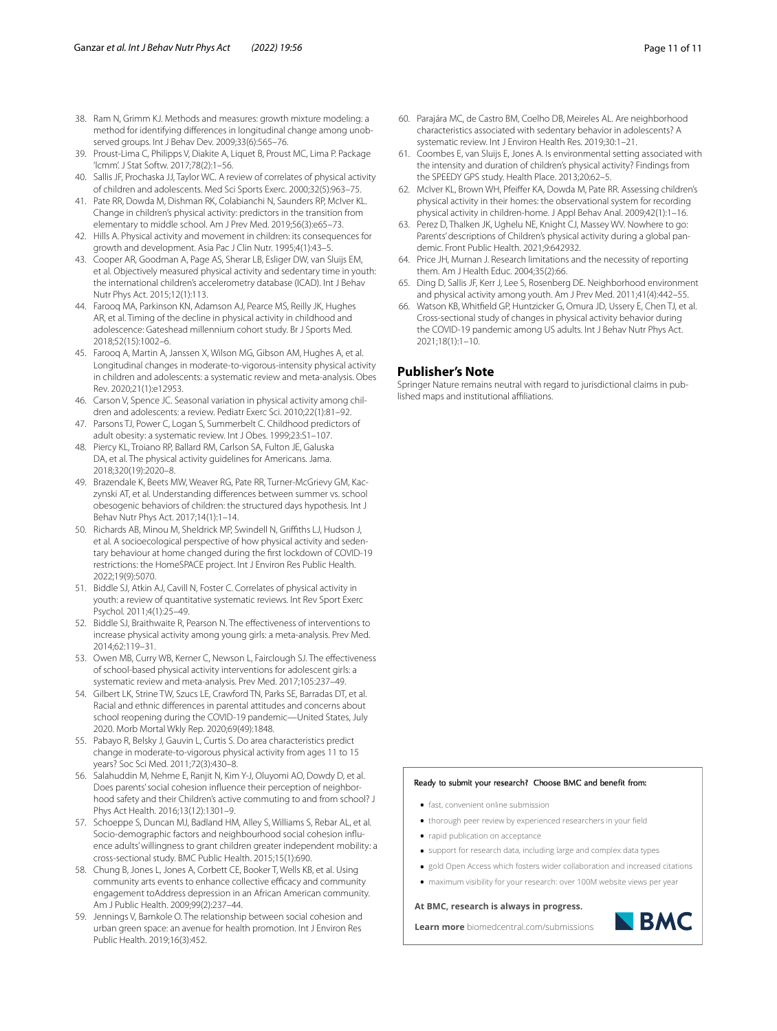38. Ram N, Grimm KJ. Methods and measures: growth mixture modeling: a method for identifying differences in longitudinal change among unobserved groups. Int J Behav Dev. 2009;33(6):565–76.
39. Proust-Lima C, Philipps V, Diakite A, Liquet B, Proust MC, Lima P. Package 'lcmm'. J Stat Softw. 2017;78(2):1–56.
40. Sallis JF, Prochaska JJ, Taylor WC. A review of correlates of physical activity of children and adolescents. Med Sci Sports Exerc. 2000;32(5):963–75.
41. Pate RR, Dowda M, Dishman RK, Colabianchi N, Saunders RP, McIver KL. Change in children's physical activity: predictors in the transition from elementary to middle school. Am J Prev Med. 2019;56(3):e65–73.
42. Hills A. Physical activity and movement in children: its consequences for growth and development. Asia Pac J Clin Nutr. 1995;4(1):43–5.
43. Cooper AR, Goodman A, Page AS, Sherar LB, Esliger DW, van Sluijs EM, et al. Objectively measured physical activity and sedentary time in youth: the international children's accelerometry database (ICAD). Int J Behav Nutr Phys Act. 2015;12(1):113.
44. Farooq MA, Parkinson KN, Adamson AJ, Pearce MS, Reilly JK, Hughes AR, et al. Timing of the decline in physical activity in childhood and adolescence: Gateshead millennium cohort study. Br J Sports Med. 2018;52(15):1002–6.
45. Farooq A, Martin A, Janssen X, Wilson MG, Gibson AM, Hughes A, et al. Longitudinal changes in moderate-to-vigorous-intensity physical activity in children and adolescents: a systematic review and meta-analysis. Obes Rev. 2020;21(1):e12953.
46. Carson V, Spence JC. Seasonal variation in physical activity among children and adolescents: a review. Pediatr Exerc Sci. 2010;22(1):81–92.
47. Parsons TJ, Power C, Logan S, Summerbelt C. Childhood predictors of adult obesity: a systematic review. Int J Obes. 1999;23:S1–107.
48. Piercy KL, Troiano RP, Ballard RM, Carlson SA, Fulton JE, Galuska DA, et al. The physical activity guidelines for Americans. Jama. 2018;320(19):2020–8.
49. Brazendale K, Beets MW, Weaver RG, Pate RR, Turner-McGrievy GM, Kaczynski AT, et al. Understanding differences between summer vs. school obesogenic behaviors of children: the structured days hypothesis. Int J Behav Nutr Phys Act. 2017;14(1):1–14.
50. Richards AB, Minou M, Sheldrick MP, Swindell N, Griffiths LJ, Hudson J, et al. A socioecological perspective of how physical activity and sedentary behaviour at home changed during the first lockdown of COVID-19 restrictions: the HomeSPACE project. Int J Environ Res Public Health. 2022;19(9):5070.
51. Biddle SJ, Atkin AJ, Cavill N, Foster C. Correlates of physical activity in youth: a review of quantitative systematic reviews. Int Rev Sport Exerc Psychol. 2011;4(1):25–49.
52. Biddle SJ, Braithwaite R, Pearson N. The effectiveness of interventions to increase physical activity among young girls: a meta-analysis. Prev Med. 2014;62:119–31.
53. Owen MB, Curry WB, Kerner C, Newson L, Fairclough SJ. The effectiveness of school-based physical activity interventions for adolescent girls: a systematic review and meta-analysis. Prev Med. 2017;105:237–49.
54. Gilbert LK, Strine TW, Szucs LE, Crawford TN, Parks SE, Barradas DT, et al. Racial and ethnic differences in parental attitudes and concerns about school reopening during the COVID-19 pandemic—United States, July 2020. Morb Mortal Wkly Rep. 2020;69(49):1848.
55. Pabayo R, Belsky J, Gauvin L, Curtis S. Do area characteristics predict change in moderate-to-vigorous physical activity from ages 11 to 15 years? Soc Sci Med. 2011;72(3):430–8.
56. Salahuddin M, Nehme E, Ranjit N, Kim Y-J, Oluyomi AO, Dowdy D, et al. Does parents' social cohesion influence their perception of neighborhood safety and their Children's active commuting to and from school? J Phys Act Health. 2016;13(12):1301–9.
57. Schoeppe S, Duncan MJ, Badland HM, Alley S, Williams S, Rebar AL, et al. Socio-demographic factors and neighbourhood social cohesion influence adults' willingness to grant children greater independent mobility: a cross-sectional study. BMC Public Health. 2015;15(1):690.
58. Chung B, Jones L, Jones A, Corbett CE, Booker T, Wells KB, et al. Using community arts events to enhance collective efficacy and community engagement toAddress depression in an African American community. Am J Public Health. 2009;99(2):237–44.
59. Jennings V, Bamkole O. The relationship between social cohesion and urban green space: an avenue for health promotion. Int J Environ Res Public Health. 2019;16(3):452.
60. Parajára MC, de Castro BM, Coelho DB, Meireles AL. Are neighborhood characteristics associated with sedentary behavior in adolescents? A systematic review. Int J Environ Health Res. 2019;30:1–21.
61. Coombes E, van Sluijs E, Jones A. Is environmental setting associated with the intensity and duration of children's physical activity? Findings from the SPEEDY GPS study. Health Place. 2013;20:62–5.
62. McIver KL, Brown WH, Pfeiffer KA, Dowda M, Pate RR. Assessing children's physical activity in their homes: the observational system for recording physical activity in children-home. J Appl Behav Anal. 2009;42(1):1–16.
63. Perez D, Thalken JK, Ughelu NE, Knight CJ, Massey WV. Nowhere to go: Parents' descriptions of Children's physical activity during a global pandemic. Front Public Health. 2021;9:642932.
64. Price JH, Murnan J. Research limitations and the necessity of reporting them. Am J Health Educ. 2004;35(2):66.
65. Ding D, Sallis JF, Kerr J, Lee S, Rosenberg DE. Neighborhood environment and physical activity among youth. Am J Prev Med. 2011;41(4):442–55.
66. Watson KB, Whitfield GP, Huntzicker G, Omura JD, Ussery E, Chen TJ, et al. Cross-sectional study of changes in physical activity behavior during the COVID-19 pandemic among US adults. Int J Behav Nutr Phys Act. 2021;18(1):1–10.

## Publisher's Note

Springer Nature remains neutral with regard to jurisdictional claims in published maps and institutional affiliations.

Ready to submit your research? Choose BMC and benefit from:

- fast, convenient online submission
- thorough peer review by experienced researchers in your field
- rapid publication on acceptance
- support for research data, including large and complex data types
- gold Open Access which fosters wider collaboration and increased citations
- maximum visibility for your research: over 100M website views per year

**At BMC, research is always in progress.**

**Learn more** biomedcentral.com/submissions

BMC